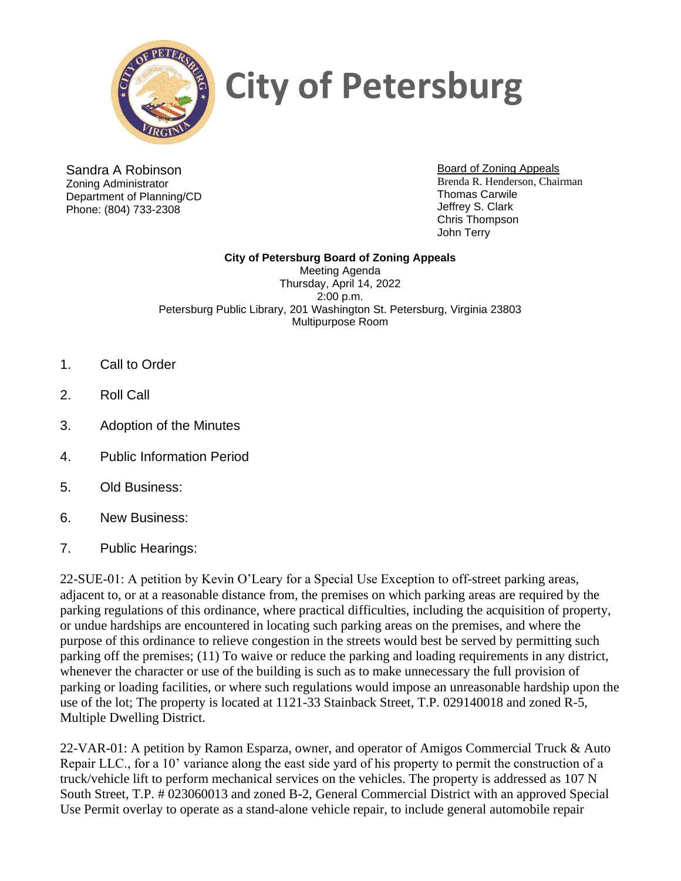# City of Petersburg

Sandra A Robinson
Zoning Administrator
Department of Planning/CD
Phone: (804) 733-2308

Board of Zoning Appeals
Brenda R. Henderson, Chairman
Thomas Carwile
Jeffrey S. Clark
Chris Thompson
John Terry

**City of Petersburg Board of Zoning Appeals**
Meeting Agenda
Thursday, April 14, 2022
2:00 p.m.
Petersburg Public Library, 201 Washington St. Petersburg, Virginia 23803
Multipurpose Room

1. Call to Order
2. Roll Call
3. Adoption of the Minutes
4. Public Information Period
5. Old Business:
6. New Business:
7. Public Hearings:

22-SUE-01: A petition by Kevin O'Leary for a Special Use Exception to off-street parking areas, adjacent to, or at a reasonable distance from, the premises on which parking areas are required by the parking regulations of this ordinance, where practical difficulties, including the acquisition of property, or undue hardships are encountered in locating such parking areas on the premises, and where the purpose of this ordinance to relieve congestion in the streets would best be served by permitting such parking off the premises; (11) To waive or reduce the parking and loading requirements in any district, whenever the character or use of the building is such as to make unnecessary the full provision of parking or loading facilities, or where such regulations would impose an unreasonable hardship upon the use of the lot; The property is located at 1121-33 Stainback Street, T.P. 029140018 and zoned R-5, Multiple Dwelling District.

22-VAR-01: A petition by Ramon Esparza, owner, and operator of Amigos Commercial Truck & Auto Repair LLC., for a 10' variance along the east side yard of his property to permit the construction of a truck/vehicle lift to perform mechanical services on the vehicles. The property is addressed as 107 N South Street, T.P. # 023060013 and zoned B-2, General Commercial District with an approved Special Use Permit overlay to operate as a stand-alone vehicle repair, to include general automobile repair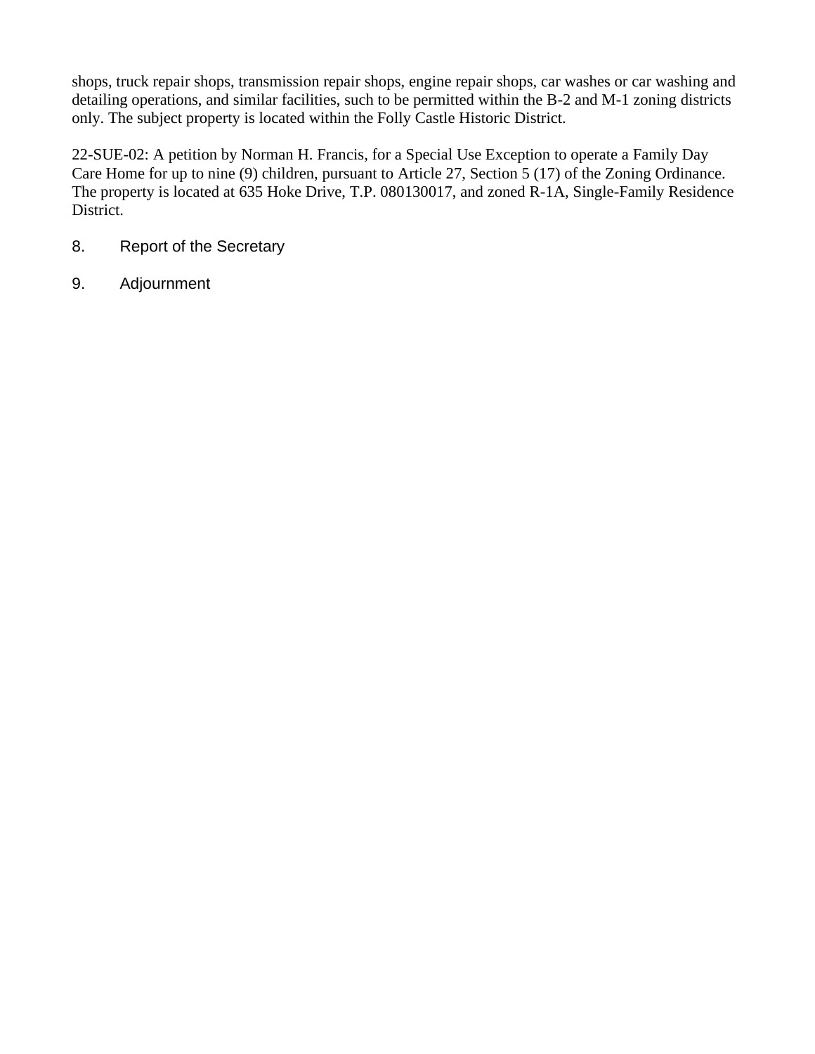shops, truck repair shops, transmission repair shops, engine repair shops, car washes or car washing and detailing operations, and similar facilities, such to be permitted within the B-2 and M-1 zoning districts only. The subject property is located within the Folly Castle Historic District.

22-SUE-02: A petition by Norman H. Francis, for a Special Use Exception to operate a Family Day Care Home for up to nine (9) children, pursuant to Article 27, Section 5 (17) of the Zoning Ordinance. The property is located at 635 Hoke Drive, T.P. 080130017, and zoned R-1A, Single-Family Residence District.

8. Report of the Secretary

9. Adjournment